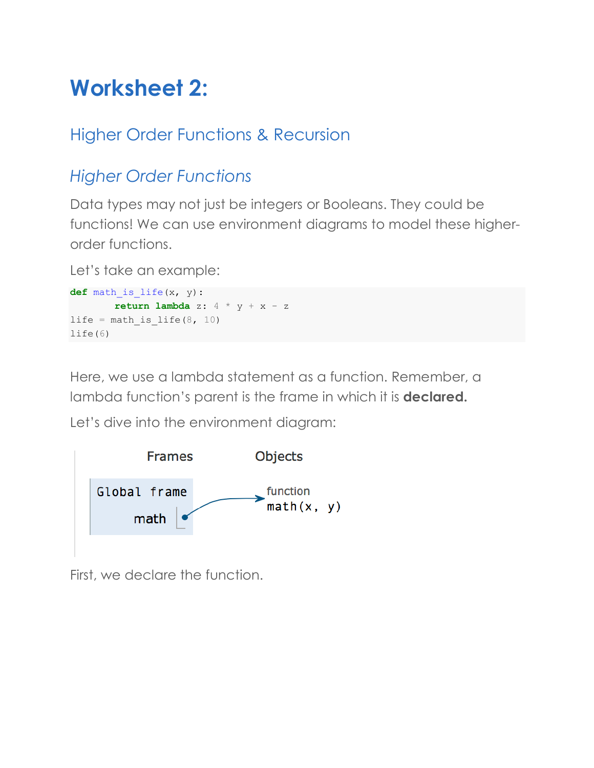# Worksheet 2:

## Higher Order Functions & Recursion

### *Higher Order Functions*

Data types may not just be integers or Booleans. They could be functions! We can use environment diagrams to model these higher-order functions.

Let's take an example:

```
def math_is_life(x, y):
        return lambda z: 4 * y + x - z
life = math_is_life(8, 10)
life(6)
```

Here, we use a lambda statement as a function. Remember, a lambda function's parent is the frame in which it is **declared.**

Let's dive into the environment diagram:

Frames | Objects

Global frame
math → function math(x, y)

First, we declare the function.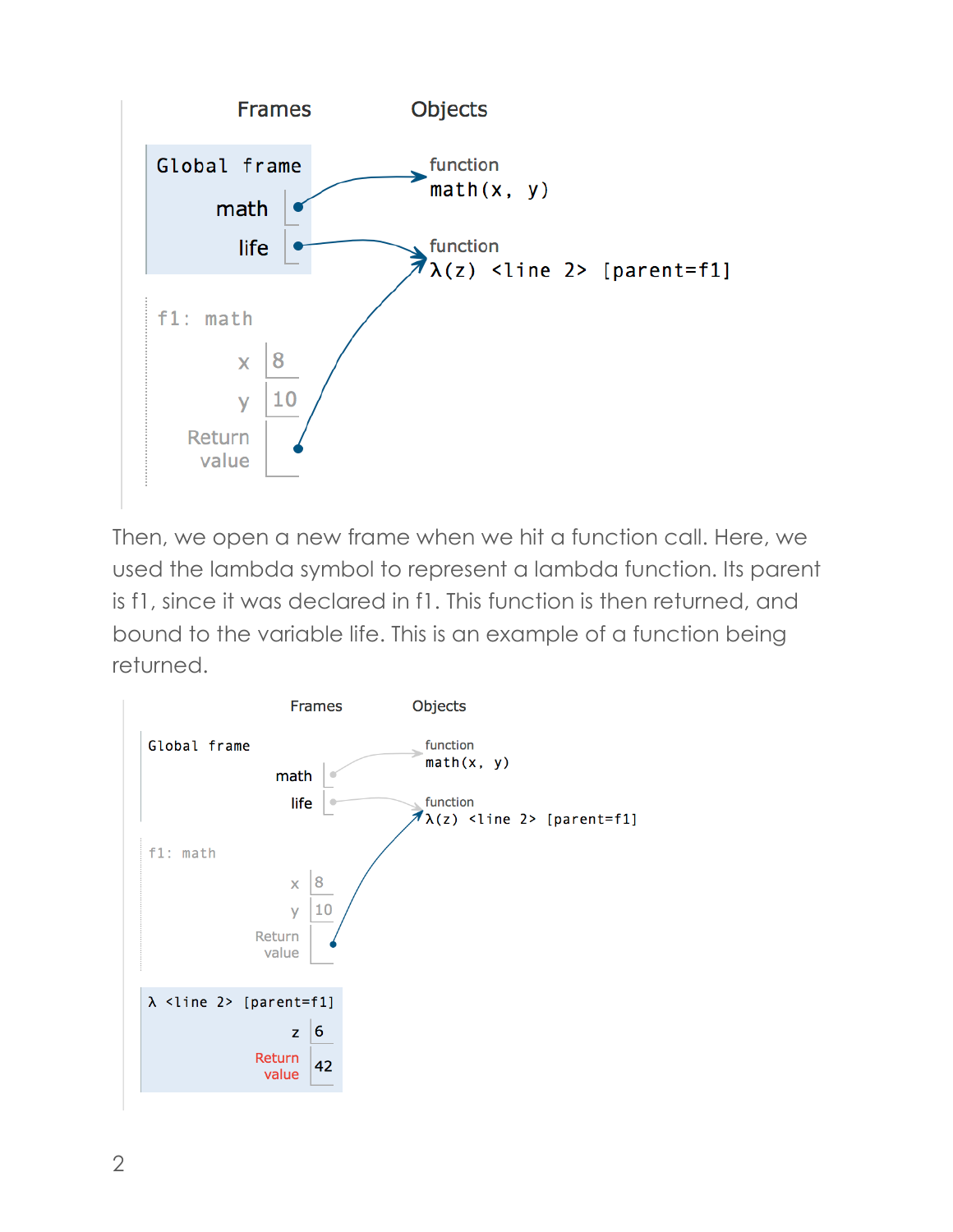```
Frames                Objects

Global frame          function
  math  •  ---------> math(x, y)
  life  •  ---------> function
                      λ(z) <line 2> [parent=f1]
f1: math
  x  8
  y  10
  Return
  value  • ---------> (λ function above)
```

Then, we open a new frame when we hit a function call. Here, we used the lambda symbol to represent a lambda function. Its parent is f1, since it was declared in f1. This function is then returned, and bound to the variable life. This is an example of a function being returned.

```
Frames                Objects

Global frame          function
  math  •  ---------> math(x, y)
  life  •  ---------> function
                      λ(z) <line 2> [parent=f1]
f1: math
  x  8
  y  10
  Return
  value  • ---------> (λ function above)

λ <line 2> [parent=f1]
  z  6
  Return
  value  42
```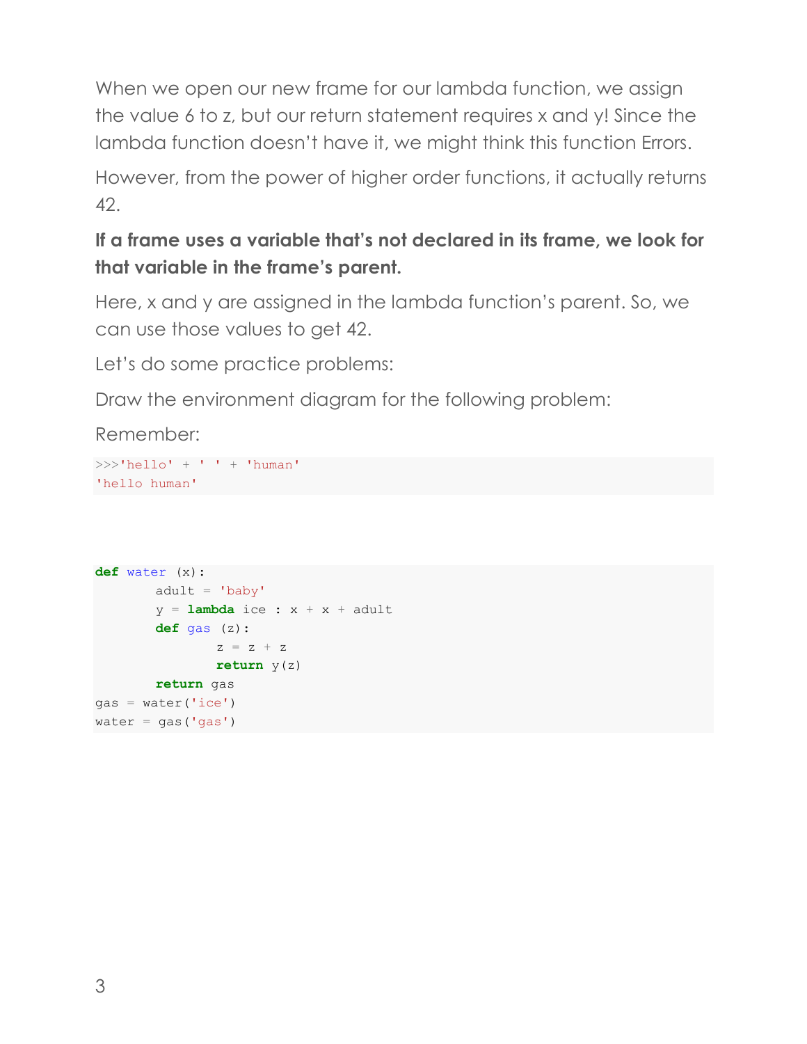When we open our new frame for our lambda function, we assign the value 6 to z, but our return statement requires x and y! Since the lambda function doesn't have it, we might think this function Errors.

However, from the power of higher order functions, it actually returns 42.

**If a frame uses a variable that's not declared in its frame, we look for that variable in the frame's parent.**

Here, x and y are assigned in the lambda function's parent. So, we can use those values to get 42.

Let's do some practice problems:

Draw the environment diagram for the following problem:

Remember:

```
>>>'hello' + ' ' + 'human'
'hello human'
```

```
def water (x):
        adult = 'baby'
        y = lambda ice : x + x + adult
        def gas (z):
                z = z + z
                return y(z)
        return gas
gas = water('ice')
water = gas('gas')
```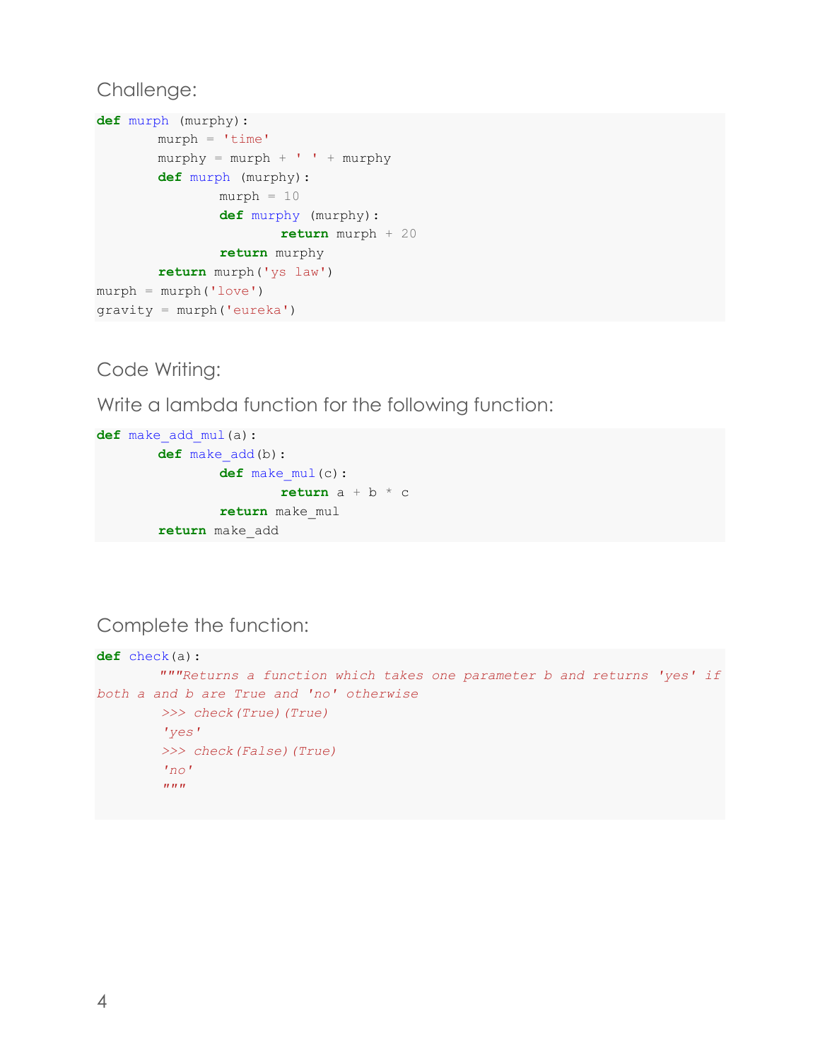Challenge:

```
def murph (murphy):
        murph = 'time'
        murphy = murph + ' ' + murphy
        def murph (murphy):
                murph = 10
                def murphy (murphy):
                        return murph + 20
                return murphy
        return murph('ys law')
murph = murph('love')
gravity = murph('eureka')
```

Code Writing:

Write a lambda function for the following function:

```
def make_add_mul(a):
        def make_add(b):
                def make_mul(c):
                        return a + b * c
                return make_mul
        return make_add
```

Complete the function:

```
def check(a):
        """Returns a function which takes one parameter b and returns 'yes' if
both a and b are True and 'no' otherwise
        >>> check(True)(True)
        'yes'
        >>> check(False)(True)
        'no'
        """
```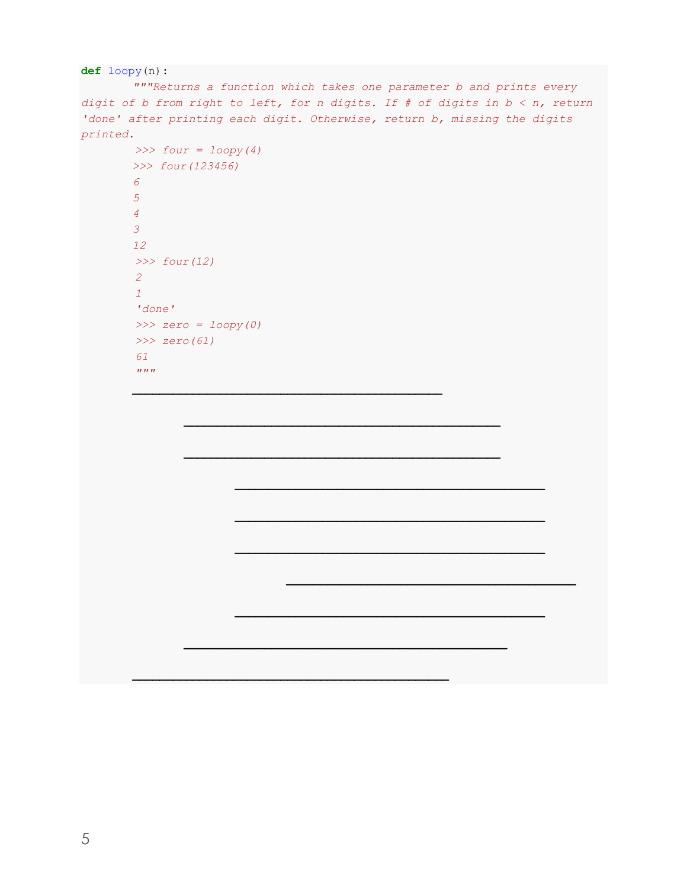```python
def loopy(n):
        """Returns a function which takes one parameter b and prints every
digit of b from right to left, for n digits. If # of digits in b < n, return
'done' after printing each digit. Otherwise, return b, missing the digits
printed.
        >>> four = loopy(4)
        >>> four(123456)
        6
        5
        4
        3
        12
        >>> four(12)
        2
        1
        'done'
        >>> zero = loopy(0)
        >>> zero(61)
        61
        """
        ______________________________________

                ______________________________________

                ______________________________________

                        ______________________________________

                        ______________________________________

                        ______________________________________

                                ______________________________________

                        ______________________________________

                ______________________________________

        ______________________________________
```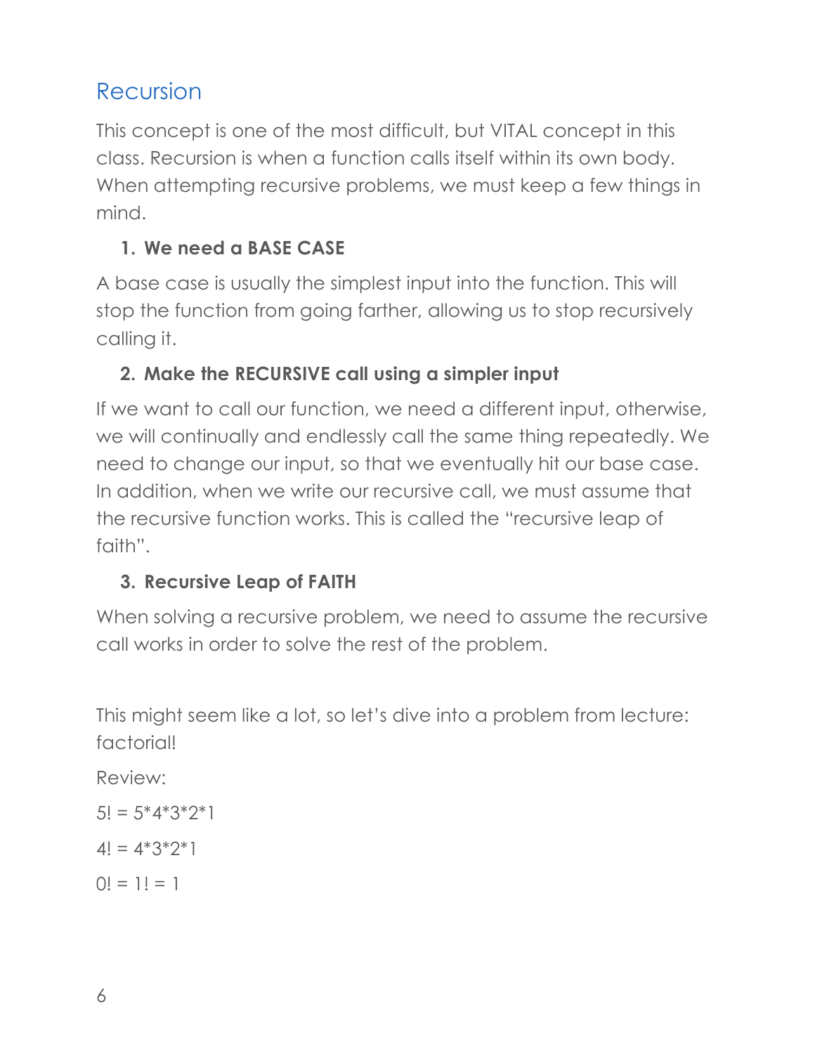## Recursion

This concept is one of the most difficult, but VITAL concept in this class. Recursion is when a function calls itself within its own body. When attempting recursive problems, we must keep a few things in mind.

1. **We need a BASE CASE**

A base case is usually the simplest input into the function. This will stop the function from going farther, allowing us to stop recursively calling it.

2. **Make the RECURSIVE call using a simpler input**

If we want to call our function, we need a different input, otherwise, we will continually and endlessly call the same thing repeatedly. We need to change our input, so that we eventually hit our base case. In addition, when we write our recursive call, we must assume that the recursive function works. This is called the "recursive leap of faith".

3. **Recursive Leap of FAITH**

When solving a recursive problem, we need to assume the recursive call works in order to solve the rest of the problem.

This might seem like a lot, so let's dive into a problem from lecture: factorial!

Review:

5! = 5*4*3*2*1

4! = 4*3*2*1

0! = 1! = 1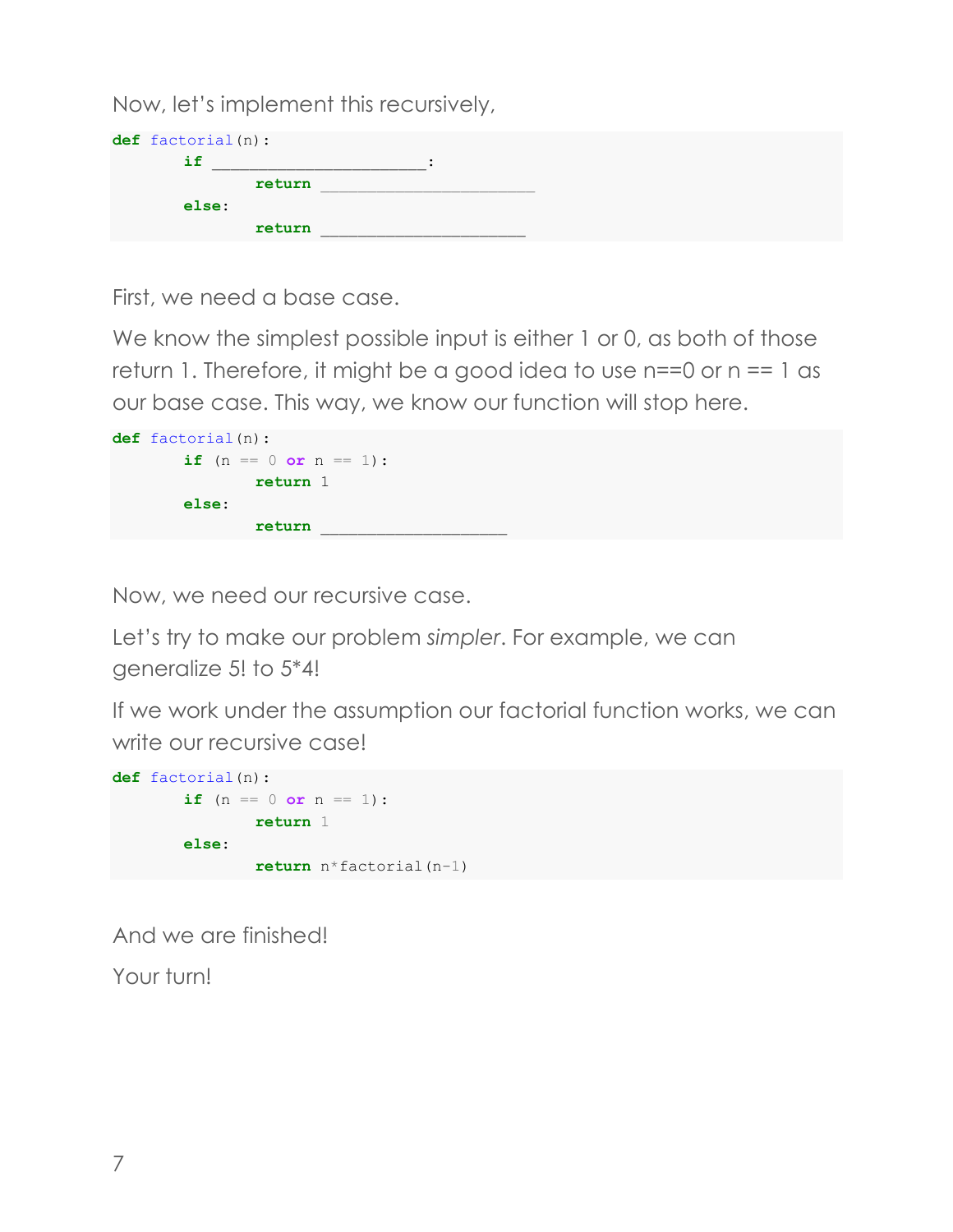Now, let's implement this recursively,

```
def factorial(n):
       if ______________________:
              return ______________________
       else:
              return _____________________
```

First, we need a base case.

We know the simplest possible input is either 1 or 0, as both of those return 1. Therefore, it might be a good idea to use n==0 or n == 1 as our base case. This way, we know our function will stop here.

```
def factorial(n):
       if (n == 0 or n == 1):
              return 1
       else:
              return ___________________
```

Now, we need our recursive case.

Let's try to make our problem *simpler*. For example, we can generalize 5! to 5*4!

If we work under the assumption our factorial function works, we can write our recursive case!

```
def factorial(n):
       if (n == 0 or n == 1):
              return 1
       else:
              return n*factorial(n-1)
```

And we are finished!

Your turn!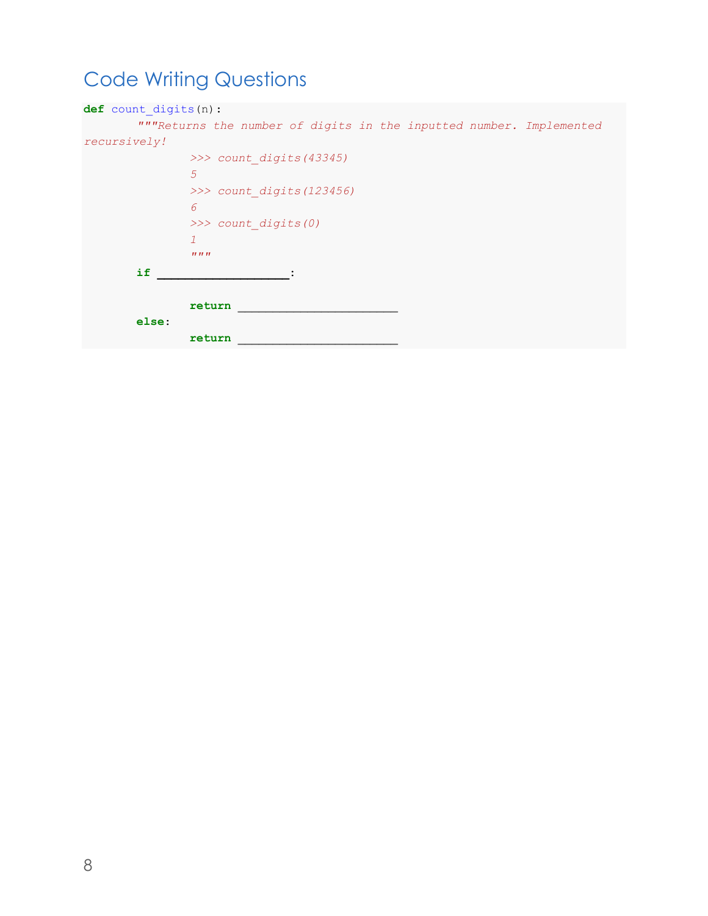# Code Writing Questions

```
def count_digits(n):
	"""Returns the number of digits in the inputted number. Implemented recursively!
		>>> count_digits(43345)
		5
		>>> count_digits(123456)
		6
		>>> count_digits(0)
		1
		"""
	if ____________________:

		return ________________________
	else:
		return ________________________
```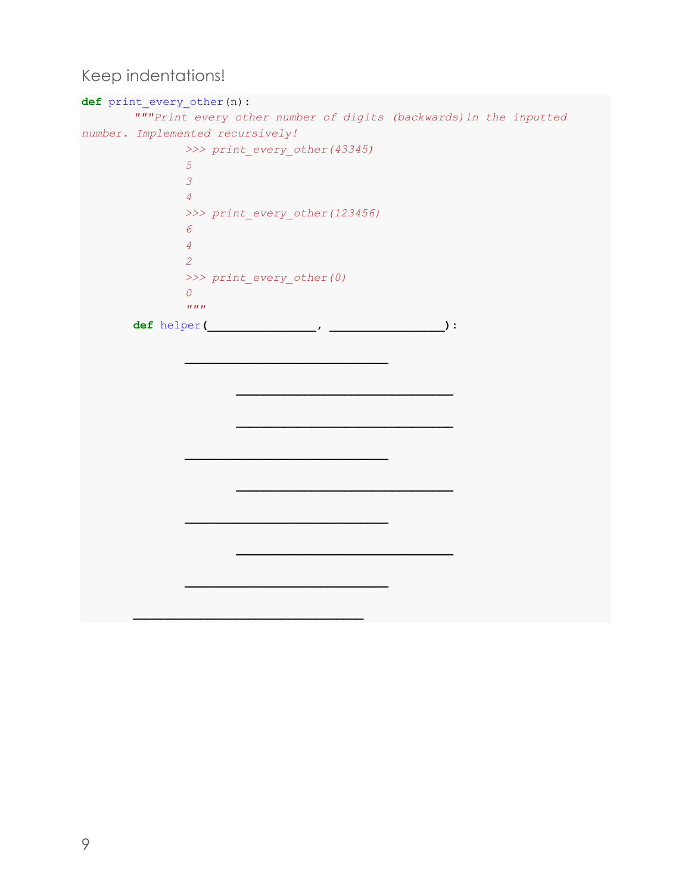Keep indentations!

```
def print_every_other(n):
        """Print every other number of digits (backwards)in the inputted
number. Implemented recursively!
                >>> print_every_other(43345)
                5
                3
                4
                >>> print_every_other(123456)
                6
                4
                2
                >>> print_every_other(0)
                0
                """
        def helper(________________, _________________):

                ______________________________

                        ________________________________

                        ________________________________

                ______________________________

                        ________________________________

                ______________________________

                        ________________________________

                ______________________________

        __________________________________
```